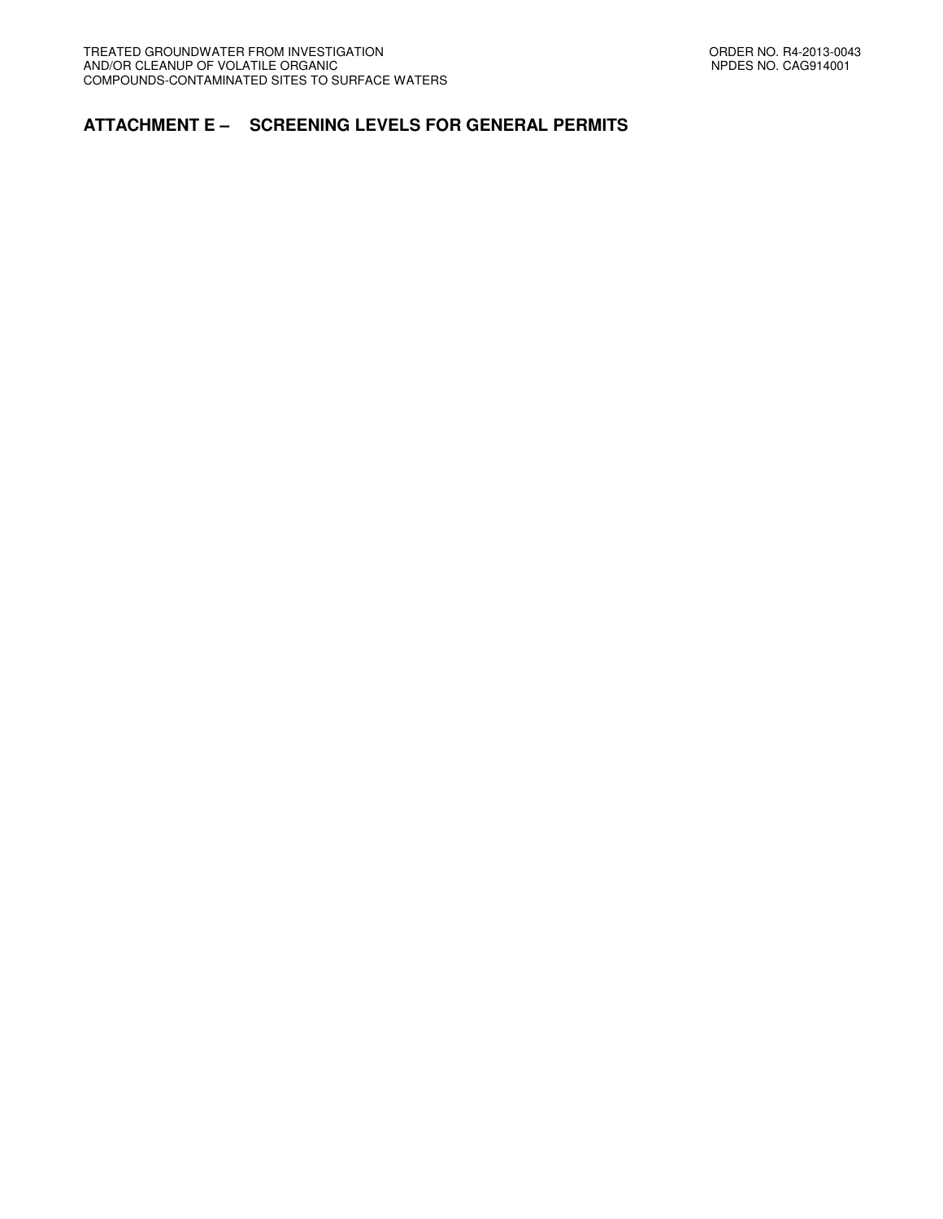# ATTACHMENT E – SCREENING LEVELS FOR GENERAL PERMITS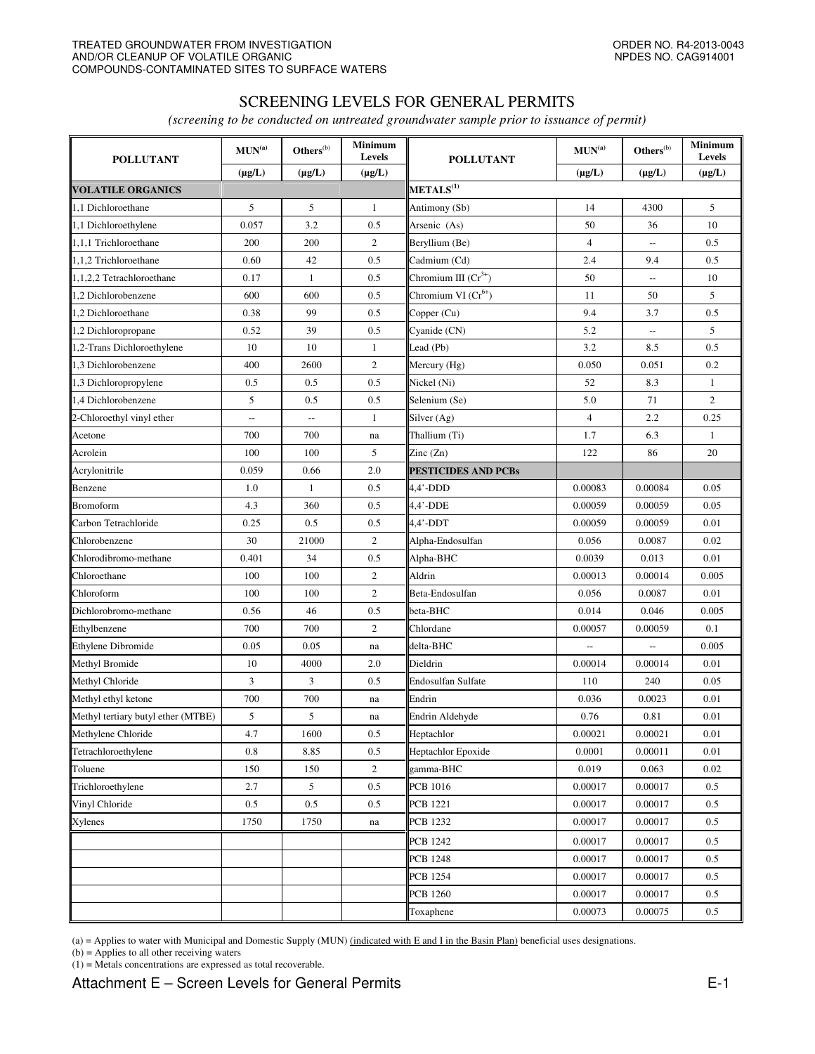# SCREENING LEVELS FOR GENERAL PERMITS

*(screening to be conducted on untreated groundwater sample prior to issuance of permit)*

| POLLUTANT | MUN[(a)] | Others[(b)] | Minimum Levels | POLLUTANT | MUN[(a)] | Others[(b)] | Minimum Levels |
|---|---|---|---|---|---|---|---|
| | (µg/L) | (µg/L) | (µg/L) | | (µg/L) | (µg/L) | (µg/L) |
| **VOLATILE ORGANICS** | | | | **METALS[(1)]** | | | |
| 1,1 Dichloroethane | 5 | 5 | 1 | Antimony (Sb) | 14 | 4300 | 5 |
| 1,1 Dichloroethylene | 0.057 | 3.2 | 0.5 | Arsenic (As) | 50 | 36 | 10 |
| 1,1,1 Trichloroethane | 200 | 200 | 2 | Beryllium (Be) | 4 | -- | 0.5 |
| 1,1,2 Trichloroethane | 0.60 | 42 | 0.5 | Cadmium (Cd) | 2.4 | 9.4 | 0.5 |
| 1,1,2,2 Tetrachloroethane | 0.17 | 1 | 0.5 | Chromium III ($Cr^{3+}$) | 50 | -- | 10 |
| 1,2 Dichlorobenzene | 600 | 600 | 0.5 | Chromium VI ($Cr^{6+}$) | 11 | 50 | 5 |
| 1,2 Dichloroethane | 0.38 | 99 | 0.5 | Copper (Cu) | 9.4 | 3.7 | 0.5 |
| 1,2 Dichloropropane | 0.52 | 39 | 0.5 | Cyanide (CN) | 5.2 | -- | 5 |
| 1,2-Trans Dichloroethylene | 10 | 10 | 1 | Lead (Pb) | 3.2 | 8.5 | 0.5 |
| 1,3 Dichlorobenzene | 400 | 2600 | 2 | Mercury (Hg) | 0.050 | 0.051 | 0.2 |
| 1,3 Dichloropropylene | 0.5 | 0.5 | 0.5 | Nickel (Ni) | 52 | 8.3 | 1 |
| 1,4 Dichlorobenzene | 5 | 0.5 | 0.5 | Selenium (Se) | 5.0 | 71 | 2 |
| 2-Chloroethyl vinyl ether | -- | -- | 1 | Silver (Ag) | 4 | 2.2 | 0.25 |
| Acetone | 700 | 700 | na | Thallium (Ti) | 1.7 | 6.3 | 1 |
| Acrolein | 100 | 100 | 5 | Zinc (Zn) | 122 | 86 | 20 |
| Acrylonitrile | 0.059 | 0.66 | 2.0 | **PESTICIDES AND PCBs** | | | |
| Benzene | 1.0 | 1 | 0.5 | 4,4'-DDD | 0.00083 | 0.00084 | 0.05 |
| Bromoform | 4.3 | 360 | 0.5 | 4,4'-DDE | 0.00059 | 0.00059 | 0.05 |
| Carbon Tetrachloride | 0.25 | 0.5 | 0.5 | 4,4'-DDT | 0.00059 | 0.00059 | 0.01 |
| Chlorobenzene | 30 | 21000 | 2 | Alpha-Endosulfan | 0.056 | 0.0087 | 0.02 |
| Chlorodibromo-methane | 0.401 | 34 | 0.5 | Alpha-BHC | 0.0039 | 0.013 | 0.01 |
| Chloroethane | 100 | 100 | 2 | Aldrin | 0.00013 | 0.00014 | 0.005 |
| Chloroform | 100 | 100 | 2 | Beta-Endosulfan | 0.056 | 0.0087 | 0.01 |
| Dichlorobromo-methane | 0.56 | 46 | 0.5 | beta-BHC | 0.014 | 0.046 | 0.005 |
| Ethylbenzene | 700 | 700 | 2 | Chlordane | 0.00057 | 0.00059 | 0.1 |
| Ethylene Dibromide | 0.05 | 0.05 | na | delta-BHC | -- | -- | 0.005 |
| Methyl Bromide | 10 | 4000 | 2.0 | Dieldrin | 0.00014 | 0.00014 | 0.01 |
| Methyl Chloride | 3 | 3 | 0.5 | Endosulfan Sulfate | 110 | 240 | 0.05 |
| Methyl ethyl ketone | 700 | 700 | na | Endrin | 0.036 | 0.0023 | 0.01 |
| Methyl tertiary butyl ether (MTBE) | 5 | 5 | na | Endrin Aldehyde | 0.76 | 0.81 | 0.01 |
| Methylene Chloride | 4.7 | 1600 | 0.5 | Heptachlor | 0.00021 | 0.00021 | 0.01 |
| Tetrachloroethylene | 0.8 | 8.85 | 0.5 | Heptachlor Epoxide | 0.0001 | 0.00011 | 0.01 |
| Toluene | 150 | 150 | 2 | gamma-BHC | 0.019 | 0.063 | 0.02 |
| Trichloroethylene | 2.7 | 5 | 0.5 | PCB 1016 | 0.00017 | 0.00017 | 0.5 |
| Vinyl Chloride | 0.5 | 0.5 | 0.5 | PCB 1221 | 0.00017 | 0.00017 | 0.5 |
| Xylenes | 1750 | 1750 | na | PCB 1232 | 0.00017 | 0.00017 | 0.5 |
| | | | | PCB 1242 | 0.00017 | 0.00017 | 0.5 |
| | | | | PCB 1248 | 0.00017 | 0.00017 | 0.5 |
| | | | | PCB 1254 | 0.00017 | 0.00017 | 0.5 |
| | | | | PCB 1260 | 0.00017 | 0.00017 | 0.5 |
| | | | | Toxaphene | 0.00073 | 0.00075 | 0.5 |

(a) = Applies to water with Municipal and Domestic Supply (MUN) <u>(indicated with E and I in the Basin Plan)</u> beneficial uses designations.

(b) = Applies to all other receiving waters

(1) = Metals concentrations are expressed as total recoverable.

Attachment E – Screen Levels for General Permits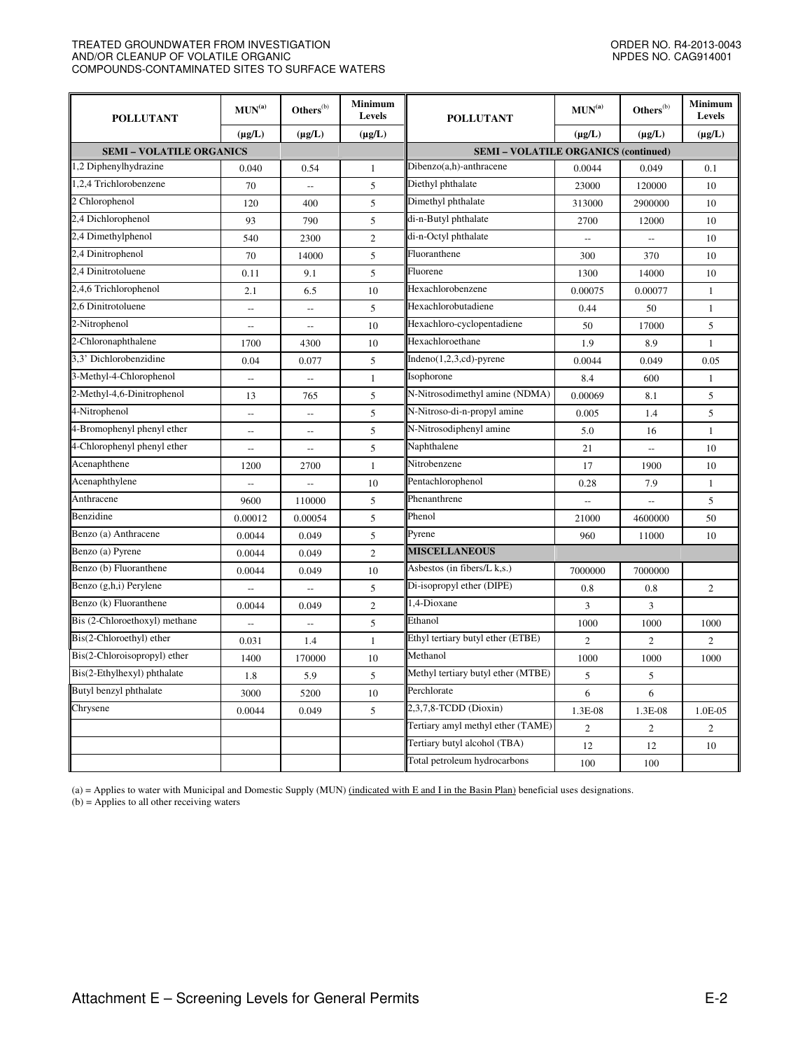| POLLUTANT | MUN[(a)] | Others[(b)] | Minimum Levels | POLLUTANT | MUN[(a)] | Others[(b)] | Minimum Levels |
|---|---|---|---|---|---|---|---|
| | (µg/L) | (µg/L) | (µg/L) | | (µg/L) | (µg/L) | (µg/L) |
| **SEMI – VOLATILE ORGANICS** | | | | **SEMI – VOLATILE ORGANICS (continued)** | | | |
| 1,2 Diphenylhydrazine | 0.040 | 0.54 | 1 | Dibenzo(a,h)-anthracene | 0.0044 | 0.049 | 0.1 |
| 1,2,4 Trichlorobenzene | 70 | -- | 5 | Diethyl phthalate | 23000 | 120000 | 10 |
| 2 Chlorophenol | 120 | 400 | 5 | Dimethyl phthalate | 313000 | 2900000 | 10 |
| 2,4 Dichlorophenol | 93 | 790 | 5 | di-n-Butyl phthalate | 2700 | 12000 | 10 |
| 2,4 Dimethylphenol | 540 | 2300 | 2 | di-n-Octyl phthalate | -- | -- | 10 |
| 2,4 Dinitrophenol | 70 | 14000 | 5 | Fluoranthene | 300 | 370 | 10 |
| 2,4 Dinitrotoluene | 0.11 | 9.1 | 5 | Fluorene | 1300 | 14000 | 10 |
| 2,4,6 Trichlorophenol | 2.1 | 6.5 | 10 | Hexachlorobenzene | 0.00075 | 0.00077 | 1 |
| 2,6 Dinitrotoluene | -- | -- | 5 | Hexachlorobutadiene | 0.44 | 50 | 1 |
| 2-Nitrophenol | -- | -- | 10 | Hexachloro-cyclopentadiene | 50 | 17000 | 5 |
| 2-Chloronaphthalene | 1700 | 4300 | 10 | Hexachloroethane | 1.9 | 8.9 | 1 |
| 3,3' Dichlorobenzidine | 0.04 | 0.077 | 5 | Indeno(1,2,3,cd)-pyrene | 0.0044 | 0.049 | 0.05 |
| 3-Methyl-4-Chlorophenol | -- | -- | 1 | Isophorone | 8.4 | 600 | 1 |
| 2-Methyl-4,6-Dinitrophenol | 13 | 765 | 5 | N-Nitrosodimethyl amine (NDMA) | 0.00069 | 8.1 | 5 |
| 4-Nitrophenol | -- | -- | 5 | N-Nitroso-di-n-propyl amine | 0.005 | 1.4 | 5 |
| 4-Bromophenyl phenyl ether | -- | -- | 5 | N-Nitrosodiphenyl amine | 5.0 | 16 | 1 |
| 4-Chlorophenyl phenyl ether | -- | -- | 5 | Naphthalene | 21 | -- | 10 |
| Acenaphthene | 1200 | 2700 | 1 | Nitrobenzene | 17 | 1900 | 10 |
| Acenaphthylene | -- | -- | 10 | Pentachlorophenol | 0.28 | 7.9 | 1 |
| Anthracene | 9600 | 110000 | 5 | Phenanthrene | -- | -- | 5 |
| Benzidine | 0.00012 | 0.00054 | 5 | Phenol | 21000 | 4600000 | 50 |
| Benzo (a) Anthracene | 0.0044 | 0.049 | 5 | Pyrene | 960 | 11000 | 10 |
| Benzo (a) Pyrene | 0.0044 | 0.049 | 2 | **MISCELLANEOUS** | | | |
| Benzo (b) Fluoranthene | 0.0044 | 0.049 | 10 | Asbestos (in fibers/L k,s.) | 7000000 | 7000000 | |
| Benzo (g,h,i) Perylene | -- | -- | 5 | Di-isopropyl ether (DIPE) | 0.8 | 0.8 | 2 |
| Benzo (k) Fluoranthene | 0.0044 | 0.049 | 2 | 1,4-Dioxane | 3 | 3 | |
| Bis (2-Chloroethoxyl) methane | -- | -- | 5 | Ethanol | 1000 | 1000 | 1000 |
| Bis(2-Chloroethyl) ether | 0.031 | 1.4 | 1 | Ethyl tertiary butyl ether (ETBE) | 2 | 2 | 2 |
| Bis(2-Chloroisopropyl) ether | 1400 | 170000 | 10 | Methanol | 1000 | 1000 | 1000 |
| Bis(2-Ethylhexyl) phthalate | 1.8 | 5.9 | 5 | Methyl tertiary butyl ether (MTBE) | 5 | 5 | |
| Butyl benzyl phthalate | 3000 | 5200 | 10 | Perchlorate | 6 | 6 | |
| Chrysene | 0.0044 | 0.049 | 5 | 2,3,7,8-TCDD (Dioxin) | 1.3E-08 | 1.3E-08 | 1.0E-05 |
| | | | | Tertiary amyl methyl ether (TAME) | 2 | 2 | 2 |
| | | | | Tertiary butyl alcohol (TBA) | 12 | 12 | 10 |
| | | | | Total petroleum hydrocarbons | 100 | 100 | |

(a) = Applies to water with Municipal and Domestic Supply (MUN) (indicated with E and I in the Basin Plan) beneficial uses designations.
(b) = Applies to all other receiving waters

Attachment E – Screening Levels for General Permits